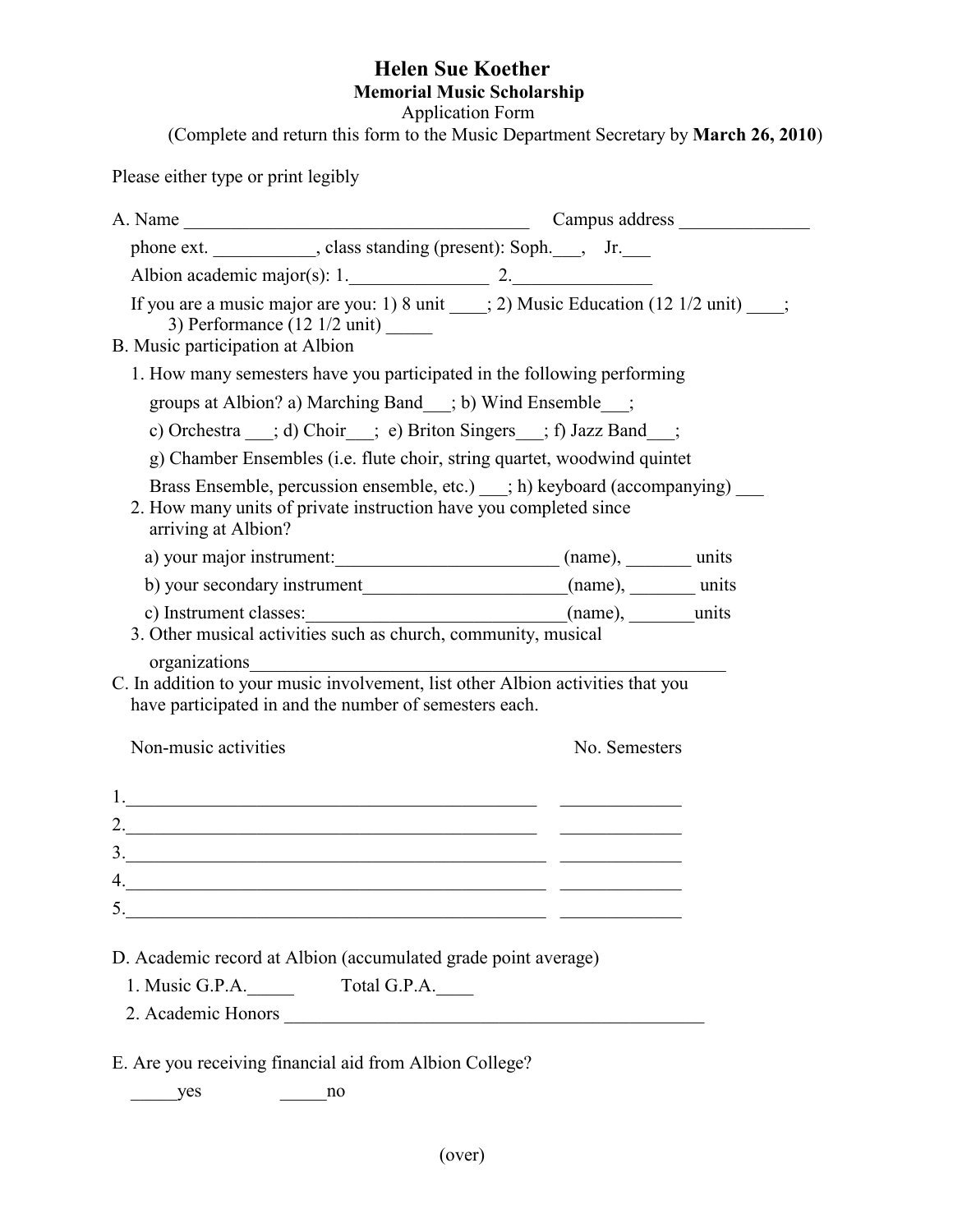# Helen Sue Koether

## Memorial Music Scholarship

Application Form

(Complete and return this form to the Music Department Secretary by **March 26, 2010**)

Please either type or print legibly

A. Name _____________________________________ Campus address ______________

phone ext. ___________, class standing (present): Soph.___, Jr.___

Albion academic major(s): 1._______________ 2._______________

If you are a music major are you: 1) 8 unit ____; 2) Music Education (12 1/2 unit) ____; 3) Performance (12 1/2 unit) _____

B. Music participation at Albion

1. How many semesters have you participated in the following performing groups at Albion? a) Marching Band___; b) Wind Ensemble___; c) Orchestra ___; d) Choir___; e) Briton Singers___; f) Jazz Band___; g) Chamber Ensembles (i.e. flute choir, string quartet, woodwind quintet Brass Ensemble, percussion ensemble, etc.) ___; h) keyboard (accompanying) ___
2. How many units of private instruction have you completed since arriving at Albion?
   a) your major instrument:________________________ (name), _______ units
   b) your secondary instrument______________________(name), _______ units
   c) Instrument classes:____________________________(name), _______units
3. Other musical activities such as church, community, musical organizations____________________________________________________

C. In addition to your music involvement, list other Albion activities that you have participated in and the number of semesters each.

| Non-music activities | No. Semesters |
| --- | --- |
| 1.______________________________________________ | _____________ |
| 2.______________________________________________ | _____________ |
| 3.______________________________________________ | _____________ |
| 4.______________________________________________ | _____________ |
| 5.______________________________________________ | _____________ |

D. Academic record at Albion (accumulated grade point average)

1. Music G.P.A._____ Total G.P.A.____
2. Academic Honors ______________________________________________

E. Are you receiving financial aid from Albion College?

_____yes _____no

(over)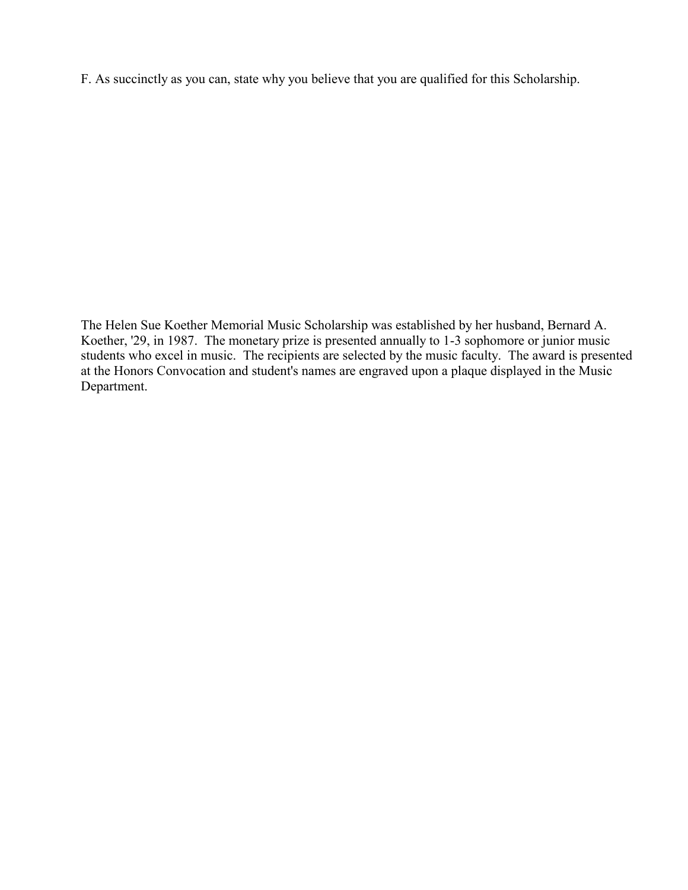F. As succinctly as you can, state why you believe that you are qualified for this Scholarship.

The Helen Sue Koether Memorial Music Scholarship was established by her husband, Bernard A. Koether, '29, in 1987. The monetary prize is presented annually to 1-3 sophomore or junior music students who excel in music. The recipients are selected by the music faculty. The award is presented at the Honors Convocation and student's names are engraved upon a plaque displayed in the Music Department.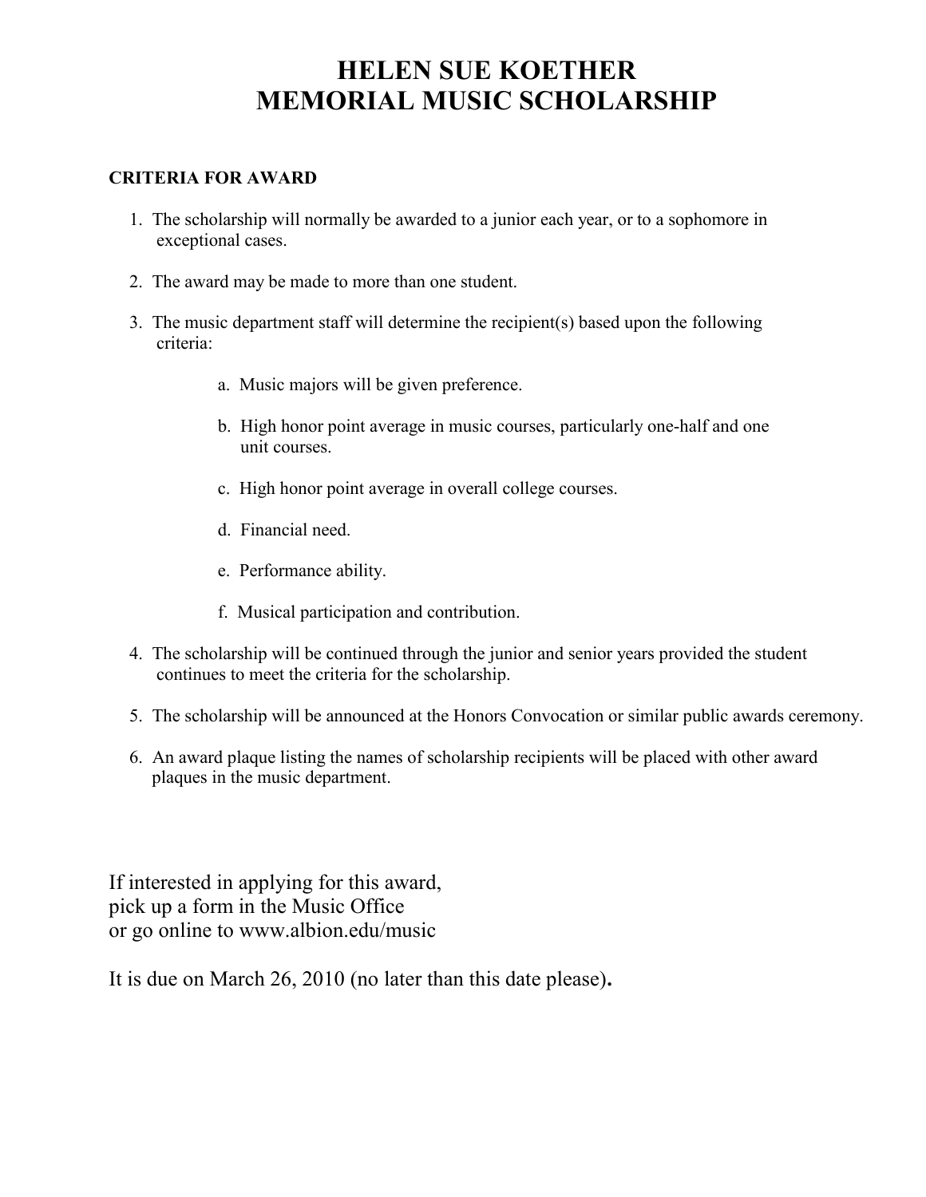# HELEN SUE KOETHER
# MEMORIAL MUSIC SCHOLARSHIP

**CRITERIA FOR AWARD**

1. The scholarship will normally be awarded to a junior each year, or to a sophomore in exceptional cases.

2. The award may be made to more than one student.

3. The music department staff will determine the recipient(s) based upon the following criteria:

   a. Music majors will be given preference.

   b. High honor point average in music courses, particularly one-half and one unit courses.

   c. High honor point average in overall college courses.

   d. Financial need.

   e. Performance ability.

   f. Musical participation and contribution.

4. The scholarship will be continued through the junior and senior years provided the student continues to meet the criteria for the scholarship.

5. The scholarship will be announced at the Honors Convocation or similar public awards ceremony.

6. An award plaque listing the names of scholarship recipients will be placed with other award plaques in the music department.

If interested in applying for this award,
pick up a form in the Music Office
or go online to www.albion.edu/music

It is due on March 26, 2010 (no later than this date please).